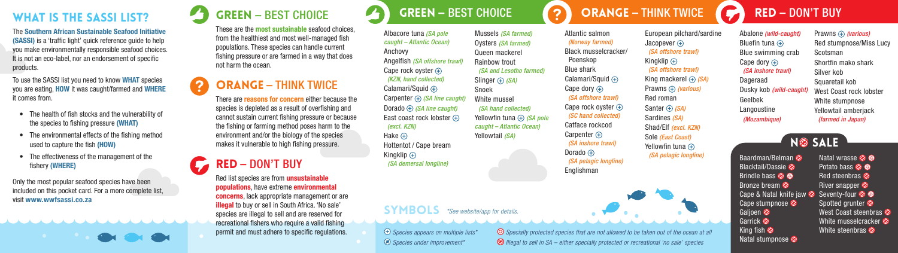# WHAT IS THE SASSI LIST?

The **Southern African Sustainable Seafood Initiative (SASSI)** is a 'traffic light' quick reference guide to help you make environmentally responsible seafood choices. It is not an eco-label, nor an endorsement of specific products.

To use the SASSI list you need to know **WHAT** species you are eating, **HOW** it was caught/farmed and **WHERE** it comes from.

- The health of fish stocks and the vulnerability of the species to fishing pressure **(WHAT)**
- The environmental effects of the fishing method used to capture the fish **(HOW)**
- The effectiveness of the management of the fishery **(WHERE)**

Only the most popular seafood species have been included on this pocket card. For a more complete list, visit **www.wwfsassi.co.za**

## GREEN – BEST CHOICE

These are the **most sustainable** seafood choices, from the healthiest and most well-managed fish populations. These species can handle current fishing pressure or are farmed in a way that does not harm the ocean.

## ORANGE – THINK TWICE

There are **reasons for concern** either because the species is depleted as a result of overfishing and cannot sustain current fishing pressure or because the fishing or farming method poses harm to the environment and/or the biology of the species makes it vulnerable to high fishing pressure.

## RED – DON'T BUY

Red list species are from **unsustainable populations**, have extreme **environmental concerns**, lack appropriate management or are **illegal** to buy or sell in South Africa. 'No sale' species are illegal to sell and are reserved for recreational fishers who require a valid fishing permit and must adhere to specific regulations.

## GREEN – BEST CHOICE

- Albacore tuna *(SA pole caught – Atlantic Ocean)*
- Anchovy
- Angelfish *(SA offshore trawl)*
- Cape rock oyster ⊕ *(KZN, hand collected)*
- Calamari/Squid ⊕
- Carpenter ⊕ *(SA line caught)*
- Dorado ⊕ *(SA line caught)*
- East coast rock lobster ⊕ *(excl. KZN)*
- Hake ⊕
- Hottentot / Cape bream
- Kingklip ⊕ *(SA demersal longline)*
- Mussels *(SA farmed)*
- Oysters *(SA farmed)*
- Queen mackerel
- Rainbow trout *(SA and Lesotho farmed)*
- Slinger ⊕ *(SA)*
- Snoek
- White mussel *(SA hand collected)*
- Yellowfin tuna ⊕ *(SA pole caught – Atlantic Ocean)*
- Yellowtail *(SA)*

## ORANGE – THINK TWICE

- Atlantic salmon *(Norway farmed)*
- Black musselcracker/ Poenskop
- Blue shark
- Calamari/Squid ⊕
- Cape dory ⊕ *(SA offshore trawl)*
- Cape rock oyster ⊕ *(SC hand collected)*
- Catface rockcod
- Carpenter ⊕ *(SA inshore trawl)*
- Dorado ⊕ *(SA pelagic longline)*
- Englishman
- European pilchard/sardine
- Jacopever ⊕ *(SA offshore trawl)*
- Kingklip ⊕ *(SA offshore trawl)*
- King mackerel ⊕ *(SA)*
- Prawns ⊕ *(various)*
- Red roman
- Santer ⊕ *(SA)*
- Sardines *(SA)*
- Shad/Elf *(excl. KZN)*
- Sole *(East Coast)*
- Yellowfin tuna ⊕ *(SA pelagic longline)*

## RED – DON'T BUY

- Abalone *(wild-caught)*
- Bluefin tuna ⊕
- Blue swimming crab
- Cape dory ⊕ *(SA inshore trawl)*
- Dageraad
- Dusky kob *(wild-caught)*
- Geelbek
- Langoustine *(Mozambique)*
- Prawns ⊕ *(various)*
- Red stumpnose/Miss Lucy
- Scotsman
- Shortfin mako shark
- Silver kob
- Squaretail kob
- West Coast rock lobster
- White stumpnose
- Yellowtail amberjack *(farmed in Japan)*

## NO SALE

- Baardman/Belman ⊗
- Blacktail/Dassie ⊗
- Brindle bass ⊗ ⊛
- Bronze bream ⊗
- Cape & Natal knife jaw ⊗
- Cape stumpnose ⊗
- Galjoen ⊗
- Garrick ⊗
- King fish ⊗
- Natal stumpnose ⊗
- Natal wrasse ⊗ ⊛
- Potato bass ⊗ ⊛
- Red steenbras ⊗
- River snapper ⊗
- Seventy-four ⊗ ⊛
- Spotted grunter ⊗
- West Coast steenbras ⊗
- White musselcracker ⊗
- White steenbras ⊗

## SYMBOLS *\*See website/app for details.*

- ⊕ *Species appears on multiple lists\**
- ⊘ *Species under improvement\**
- ⊛ *Specially protected species that are not allowed to be taken out of the ocean at all*
- ⊗ *Illegal to sell in SA – either specially protected or recreational 'no sale' species*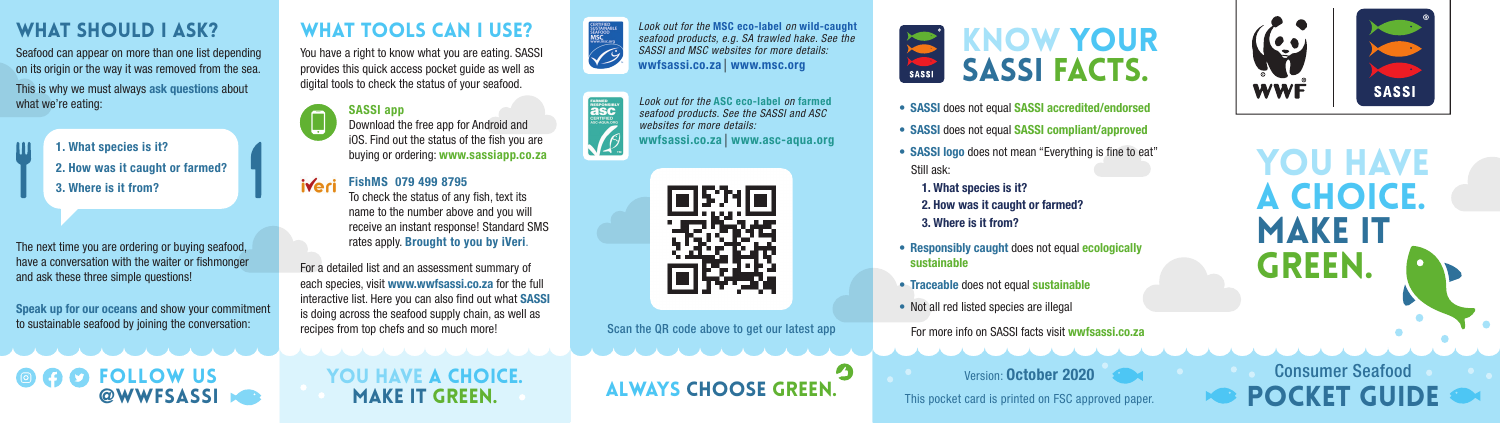## WHAT SHOULD I ASK?

Seafood can appear on more than one list depending on its origin or the way it was removed from the sea.

This is why we must always **ask questions** about what we're eating:

1. **What species is it?**
2. **How was it caught or farmed?**
3. **Where is it from?**

The next time you are ordering or buying seafood, have a conversation with the waiter or fishmonger and ask these three simple questions!

**Speak up for our oceans** and show your commitment to sustainable seafood by joining the conversation:

**FOLLOW US @WWFSASSI**

## WHAT TOOLS CAN I USE?

You have a right to know what you are eating. SASSI provides this quick access pocket guide as well as digital tools to check the status of your seafood.

**SASSI app**
Download the free app for Android and iOS. Find out the status of the fish you are buying or ordering: **www.sassiapp.co.za**

**FishMS 079 499 8795**
To check the status of any fish, text its name to the number above and you will receive an instant response! Standard SMS rates apply. **Brought to you by iVeri**.

For a detailed list and an assessment summary of each species, visit **www.wwfsassi.co.za** for the full interactive list. Here you can also find out what **SASSI** is doing across the seafood supply chain, as well as recipes from top chefs and so much more!

**YOU HAVE A CHOICE. MAKE IT GREEN.**

*Look out for the* **MSC eco-label** *on* **wild-caught** *seafood products, e.g. SA trawled hake. See the SASSI and MSC websites for more details:*
**wwfsassi.co.za | www.msc.org**

*Look out for the* **ASC eco-label** *on* **farmed** *seafood products. See the SASSI and ASC websites for more details:*
**wwfsassi.co.za | www.asc-aqua.org**

Scan the QR code above to get our latest app

**ALWAYS CHOOSE GREEN.**

## KNOW YOUR SASSI FACTS.

- **SASSI** does not equal **SASSI accredited/endorsed**
- **SASSI** does not equal **SASSI compliant/approved**
- **SASSI logo** does not mean "Everything is fine to eat"
  Still ask:
  1. **What species is it?**
  2. **How was it caught or farmed?**
  3. **Where is it from?**
- **Responsibly caught** does not equal **ecologically sustainable**
- **Traceable** does not equal **sustainable**
- Not all red listed species are illegal

For more info on SASSI facts visit **wwfsassi.co.za**

Version: **October 2020**

This pocket card is printed on FSC approved paper.

WWF | SASSI

# YOU HAVE A CHOICE. MAKE IT GREEN.

Consumer Seafood
**POCKET GUIDE**